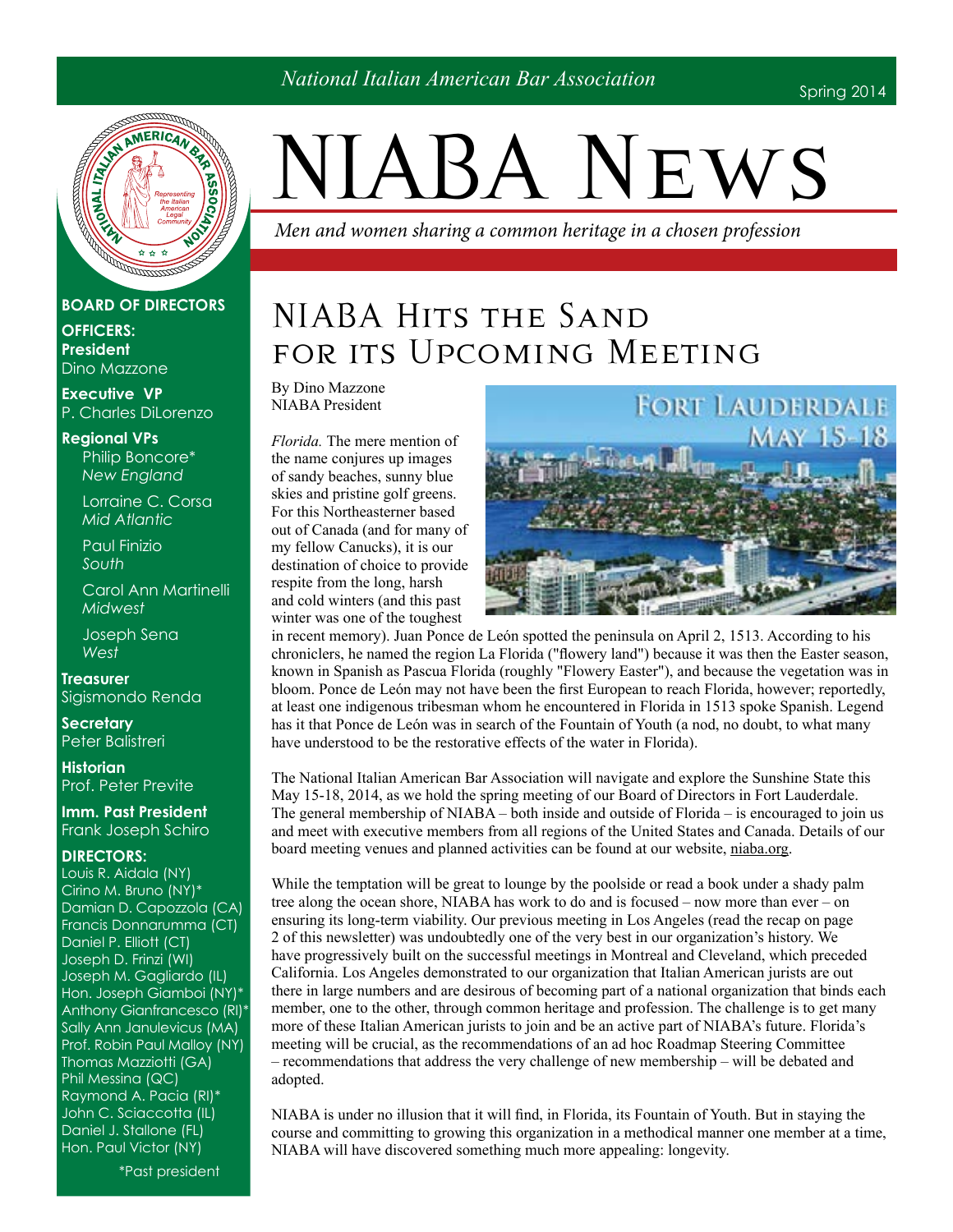*National Italian American Bar Association*

Spring 2014

# NIABA News

*Men and women sharing a common heritage in a chosen profession*

**BOARD OF DIRECTORS**

**OFFICERS:**

**President**
Dino Mazzone

**Executive VP**
P. Charles DiLorenzo

**Regional VPs**
Philip Boncore* *New England*
Lorraine C. Corsa *Mid Atlantic*
Paul Finizio *South*
Carol Ann Martinelli *Midwest*
Joseph Sena *West*

**Treasurer**
Sigismondo Renda

**Secretary**
Peter Balistreri

**Historian**
Prof. Peter Previte

**Imm. Past President**
Frank Joseph Schiro

**DIRECTORS:**
Louis R. Aidala (NY)
Cirino M. Bruno (NY)*
Damian D. Capozzola (CA)
Francis Donnarumma (CT)
Daniel P. Elliott (CT)
Joseph D. Frinzi (WI)
Joseph M. Gagliardo (IL)
Hon. Joseph Giamboi (NY)*
Anthony Gianfrancesco (RI)*
Sally Ann Janulevicus (MA)
Prof. Robin Paul Malloy (NY)
Thomas Mazziotti (GA)
Phil Messina (QC)
Raymond A. Pacia (RI)*
John C. Sciaccotta (IL)
Daniel J. Stallone (FL)
Hon. Paul Victor (NY)

*Past president

## NIABA Hits the Sand for its Upcoming Meeting

By Dino Mazzone
NIABA President

FORT LAUDERDALE
MAY 15-18

*Florida.* The mere mention of the name conjures up images of sandy beaches, sunny blue skies and pristine golf greens. For this Northeasterner based out of Canada (and for many of my fellow Canucks), it is our destination of choice to provide respite from the long, harsh and cold winters (and this past winter was one of the toughest in recent memory). Juan Ponce de León spotted the peninsula on April 2, 1513. According to his chroniclers, he named the region La Florida ("flowery land") because it was then the Easter season, known in Spanish as Pascua Florida (roughly "Flowery Easter"), and because the vegetation was in bloom. Ponce de León may not have been the first European to reach Florida, however; reportedly, at least one indigenous tribesman whom he encountered in Florida in 1513 spoke Spanish. Legend has it that Ponce de León was in search of the Fountain of Youth (a nod, no doubt, to what many have understood to be the restorative effects of the water in Florida).

The National Italian American Bar Association will navigate and explore the Sunshine State this May 15-18, 2014, as we hold the spring meeting of our Board of Directors in Fort Lauderdale. The general membership of NIABA – both inside and outside of Florida – is encouraged to join us and meet with executive members from all regions of the United States and Canada. Details of our board meeting venues and planned activities can be found at our website, niaba.org.

While the temptation will be great to lounge by the poolside or read a book under a shady palm tree along the ocean shore, NIABA has work to do and is focused – now more than ever – on ensuring its long-term viability. Our previous meeting in Los Angeles (read the recap on page 2 of this newsletter) was undoubtedly one of the very best in our organization's history. We have progressively built on the successful meetings in Montreal and Cleveland, which preceded California. Los Angeles demonstrated to our organization that Italian American jurists are out there in large numbers and are desirous of becoming part of a national organization that binds each member, one to the other, through common heritage and profession. The challenge is to get many more of these Italian American jurists to join and be an active part of NIABA's future. Florida's meeting will be crucial, as the recommendations of an ad hoc Roadmap Steering Committee – recommendations that address the very challenge of new membership – will be debated and adopted.

NIABA is under no illusion that it will find, in Florida, its Fountain of Youth. But in staying the course and committing to growing this organization in a methodical manner one member at a time, NIABA will have discovered something much more appealing: longevity.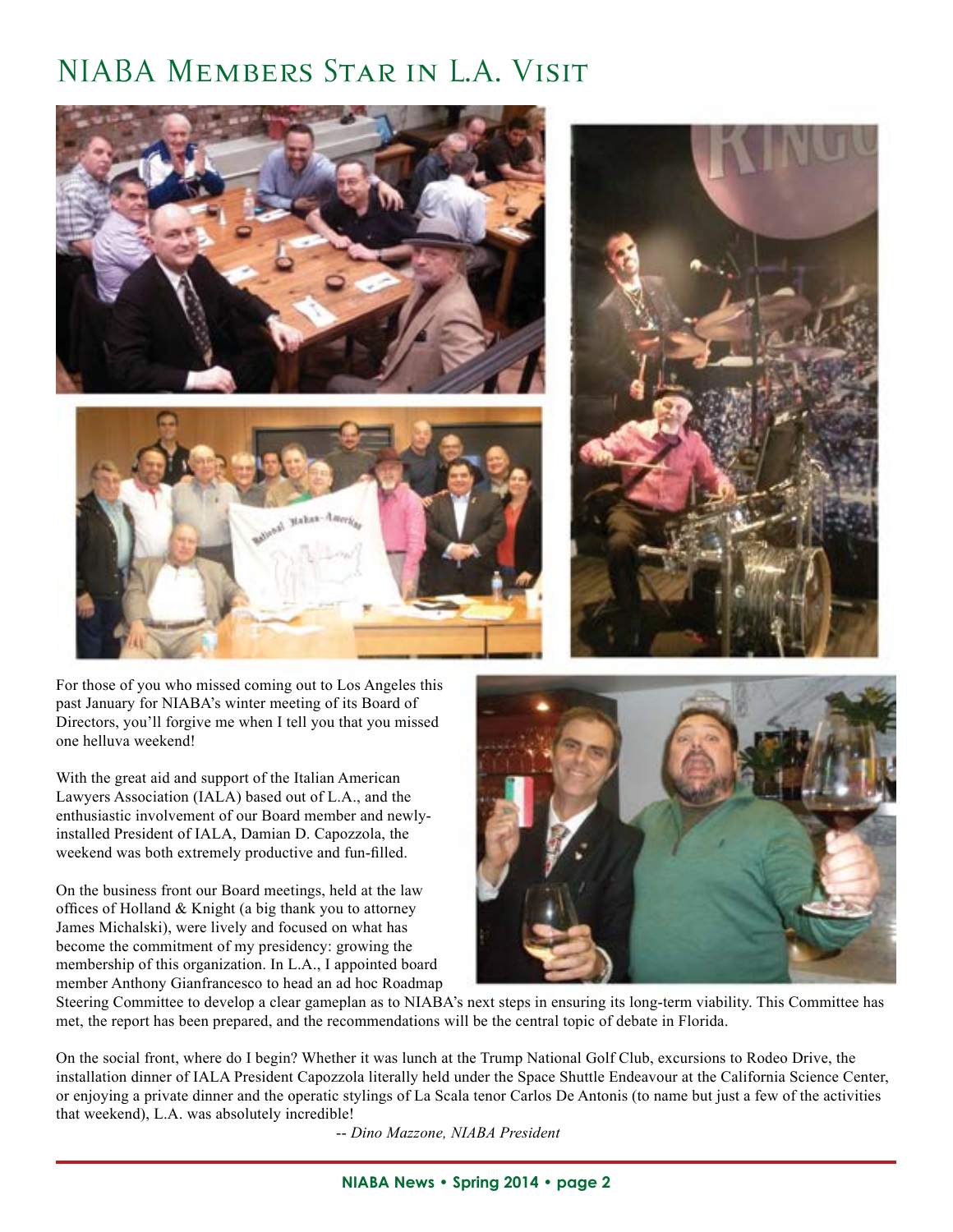# NIABA Members Star in L.A. Visit

For those of you who missed coming out to Los Angeles this past January for NIABA's winter meeting of its Board of Directors, you'll forgive me when I tell you that you missed one helluva weekend!

With the great aid and support of the Italian American Lawyers Association (IALA) based out of L.A., and the enthusiastic involvement of our Board member and newly-installed President of IALA, Damian D. Capozzola, the weekend was both extremely productive and fun-filled.

On the business front our Board meetings, held at the law offices of Holland & Knight (a big thank you to attorney James Michalski), were lively and focused on what has become the commitment of my presidency: growing the membership of this organization. In L.A., I appointed board member Anthony Gianfrancesco to head an ad hoc Roadmap Steering Committee to develop a clear gameplan as to NIABA's next steps in ensuring its long-term viability. This Committee has met, the report has been prepared, and the recommendations will be the central topic of debate in Florida.

On the social front, where do I begin? Whether it was lunch at the Trump National Golf Club, excursions to Rodeo Drive, the installation dinner of IALA President Capozzola literally held under the Space Shuttle Endeavour at the California Science Center, or enjoying a private dinner and the operatic stylings of La Scala tenor Carlos De Antonis (to name but just a few of the activities that weekend), L.A. was absolutely incredible!

-- *Dino Mazzone, NIABA President*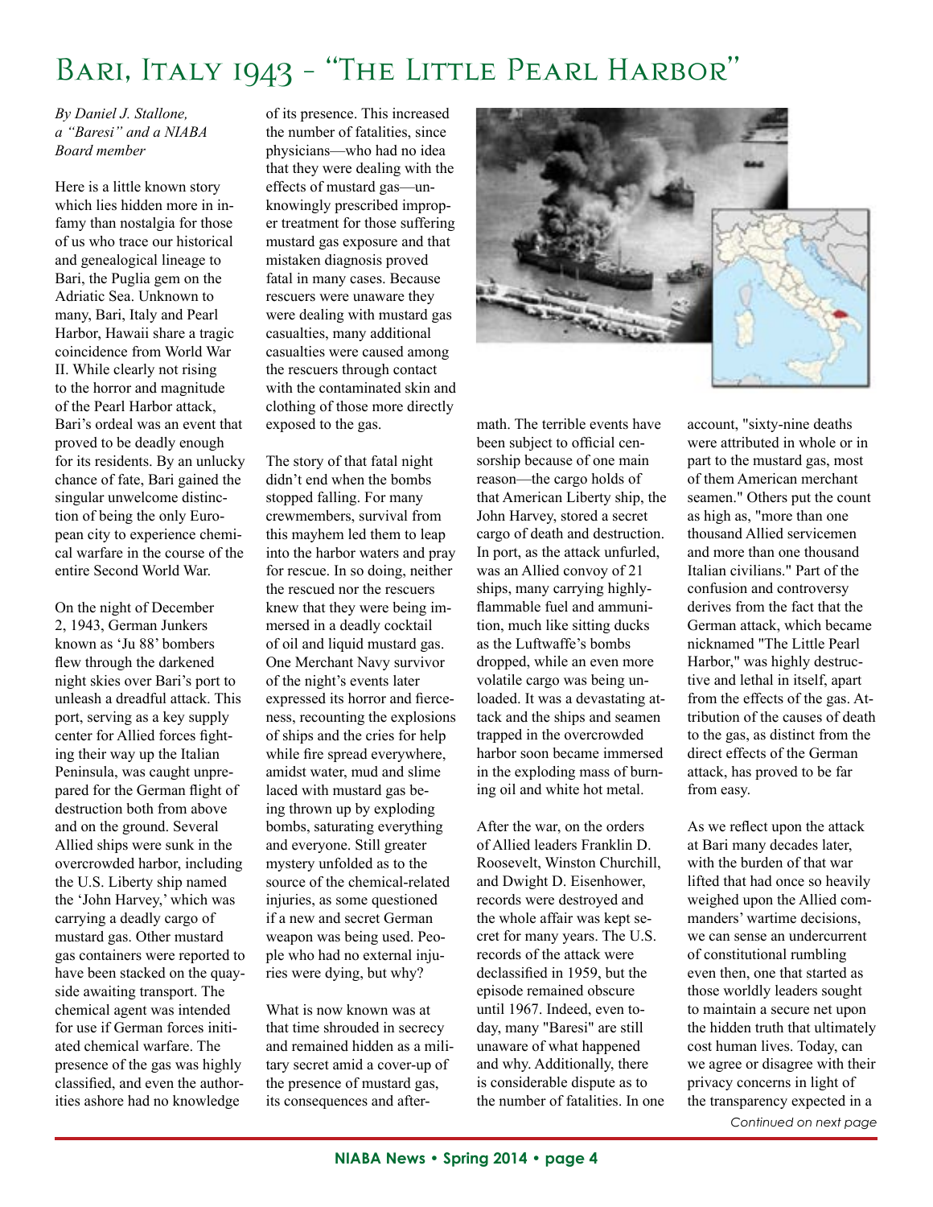# Bari, Italy 1943 - "The Little Pearl Harbor"

*By Daniel J. Stallone, a "Baresi" and a NIABA Board member*

Here is a little known story which lies hidden more in infamy than nostalgia for those of us who trace our historical and genealogical lineage to Bari, the Puglia gem on the Adriatic Sea. Unknown to many, Bari, Italy and Pearl Harbor, Hawaii share a tragic coincidence from World War II. While clearly not rising to the horror and magnitude of the Pearl Harbor attack, Bari's ordeal was an event that proved to be deadly enough for its residents. By an unlucky chance of fate, Bari gained the singular unwelcome distinction of being the only European city to experience chemical warfare in the course of the entire Second World War.

On the night of December 2, 1943, German Junkers known as 'Ju 88' bombers flew through the darkened night skies over Bari's port to unleash a dreadful attack. This port, serving as a key supply center for Allied forces fighting their way up the Italian Peninsula, was caught unprepared for the German flight of destruction both from above and on the ground. Several Allied ships were sunk in the overcrowded harbor, including the U.S. Liberty ship named the 'John Harvey,' which was carrying a deadly cargo of mustard gas. Other mustard gas containers were reported to have been stacked on the quayside awaiting transport. The chemical agent was intended for use if German forces initiated chemical warfare. The presence of the gas was highly classified, and even the authorities ashore had no knowledge of its presence. This increased the number of fatalities, since physicians—who had no idea that they were dealing with the effects of mustard gas—unknowingly prescribed improper treatment for those suffering mustard gas exposure and that mistaken diagnosis proved fatal in many cases. Because rescuers were unaware they were dealing with mustard gas casualties, many additional casualties were caused among the rescuers through contact with the contaminated skin and clothing of those more directly exposed to the gas.

The story of that fatal night didn't end when the bombs stopped falling. For many crewmembers, survival from this mayhem led them to leap into the harbor waters and pray for rescue. In so doing, neither the rescued nor the rescuers knew that they were being immersed in a deadly cocktail of oil and liquid mustard gas. One Merchant Navy survivor of the night's events later expressed its horror and fierceness, recounting the explosions of ships and the cries for help while fire spread everywhere, amidst water, mud and slime laced with mustard gas being thrown up by exploding bombs, saturating everything and everyone. Still greater mystery unfolded as to the source of the chemical-related injuries, as some questioned if a new and secret German weapon was being used. People who had no external injuries were dying, but why?

What is now known was at that time shrouded in secrecy and remained hidden as a military secret amid a cover-up of the presence of mustard gas, its consequences and aftermath. The terrible events have been subject to official censorship because of one main reason—the cargo holds of that American Liberty ship, the John Harvey, stored a secret cargo of death and destruction. In port, as the attack unfurled, was an Allied convoy of 21 ships, many carrying highly-flammable fuel and ammunition, much like sitting ducks as the Luftwaffe's bombs dropped, while an even more volatile cargo was being unloaded. It was a devastating attack and the ships and seamen trapped in the overcrowded harbor soon became immersed in the exploding mass of burning oil and white hot metal.

After the war, on the orders of Allied leaders Franklin D. Roosevelt, Winston Churchill, and Dwight D. Eisenhower, records were destroyed and the whole affair was kept secret for many years. The U.S. records of the attack were declassified in 1959, but the episode remained obscure until 1967. Indeed, even today, many "Baresi" are still unaware of what happened and why. Additionally, there is considerable dispute as to the number of fatalities. In one account, "sixty-nine deaths were attributed in whole or in part to the mustard gas, most of them American merchant seamen." Others put the count as high as, "more than one thousand Allied servicemen and more than one thousand Italian civilians." Part of the confusion and controversy derives from the fact that the German attack, which became nicknamed "The Little Pearl Harbor," was highly destructive and lethal in itself, apart from the effects of the gas. Attribution of the causes of death to the gas, as distinct from the direct effects of the German attack, has proved to be far from easy.

As we reflect upon the attack at Bari many decades later, with the burden of that war lifted that had once so heavily weighed upon the Allied commanders' wartime decisions, we can sense an undercurrent of constitutional rumbling even then, one that started as those worldly leaders sought to maintain a secure net upon the hidden truth that ultimately cost human lives. Today, can we agree or disagree with their privacy concerns in light of the transparency expected in a

*Continued on next page*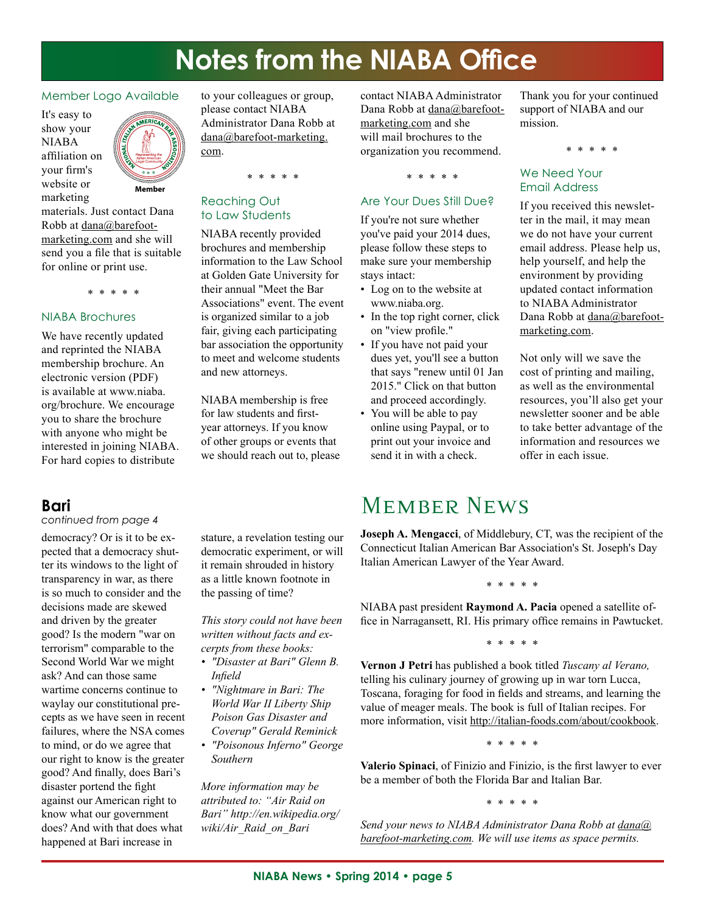# Notes from the NIABA Office

### Member Logo Available

It's easy to show your NIABA affiliation on your firm's website or marketing materials. Just contact Dana Robb at dana@barefoot-marketing.com and she will send you a file that is suitable for online or print use.

\* \* \* \* \*

### NIABA Brochures

We have recently updated and reprinted the NIABA membership brochure. An electronic version (PDF) is available at www.niaba.org/brochure. We encourage you to share the brochure with anyone who might be interested in joining NIABA. For hard copies to distribute to your colleagues or group, please contact NIABA Administrator Dana Robb at dana@barefoot-marketing.com.

\* \* \* \* \*

### Reaching Out to Law Students

NIABA recently provided brochures and membership information to the Law School at Golden Gate University for their annual "Meet the Bar Associations" event. The event is organized similar to a job fair, giving each participating bar association the opportunity to meet and welcome students and new attorneys.

NIABA membership is free for law students and first-year attorneys. If you know of other groups or events that we should reach out to, please contact NIABA Administrator Dana Robb at dana@barefoot-marketing.com and she will mail brochures to the organization you recommend.

\* \* \* \* \*

### Are Your Dues Still Due?

If you're not sure whether you've paid your 2014 dues, please follow these steps to make sure your membership stays intact:

- Log on to the website at www.niaba.org.
- In the top right corner, click on "view profile."
- If you have not paid your dues yet, you'll see a button that says "renew until 01 Jan 2015." Click on that button and proceed accordingly.
- You will be able to pay online using Paypal, or to print out your invoice and send it in with a check.

Thank you for your continued support of NIABA and our mission.

\* \* \* \* \*

### We Need Your Email Address

If you received this newsletter in the mail, it may mean we do not have your current email address. Please help us, help yourself, and help the environment by providing updated contact information to NIABA Administrator Dana Robb at dana@barefoot-marketing.com.

Not only will we save the cost of printing and mailing, as well as the environmental resources, you'll also get your newsletter sooner and be able to take better advantage of the information and resources we offer in each issue.

## Bari

*continued from page 4*

democracy? Or is it to be expected that a democracy shutter its windows to the light of transparency in war, as there is so much to consider and the decisions made are skewed and driven by the greater good? Is the modern "war on terrorism" comparable to the Second World War we might ask? And can those same wartime concerns continue to waylay our constitutional precepts as we have seen in recent failures, where the NSA comes to mind, or do we agree that our right to know is the greater good? And finally, does Bari's disaster portend the fight against our American right to know what our government does? And with that does what happened at Bari increase in stature, a revelation testing our democratic experiment, or will it remain shrouded in history as a little known footnote in the passing of time?

*This story could not have been written without facts and excerpts from these books:*

- *"Disaster at Bari" Glenn B. Infield*
- *"Nightmare in Bari: The World War II Liberty Ship Poison Gas Disaster and Coverup" Gerald Reminick*
- *"Poisonous Inferno" George Southern*

*More information may be attributed to: "Air Raid on Bari" http://en.wikipedia.org/wiki/Air_Raid_on_Bari*

## Member News

**Joseph A. Mengacci**, of Middlebury, CT, was the recipient of the Connecticut Italian American Bar Association's St. Joseph's Day Italian American Lawyer of the Year Award.

\* \* \* \* \*

NIABA past president **Raymond A. Pacia** opened a satellite office in Narragansett, RI. His primary office remains in Pawtucket.

\* \* \* \* \*

**Vernon J Petri** has published a book titled *Tuscany al Verano,* telling his culinary journey of growing up in war torn Lucca, Toscana, foraging for food in fields and streams, and learning the value of meager meals. The book is full of Italian recipes. For more information, visit http://italian-foods.com/about/cookbook.

\* \* \* \* \*

**Valerio Spinaci**, of Finizio and Finizio, is the first lawyer to ever be a member of both the Florida Bar and Italian Bar.

\* \* \* \* \*

*Send your news to NIABA Administrator Dana Robb at dana@barefoot-marketing.com. We will use items as space permits.*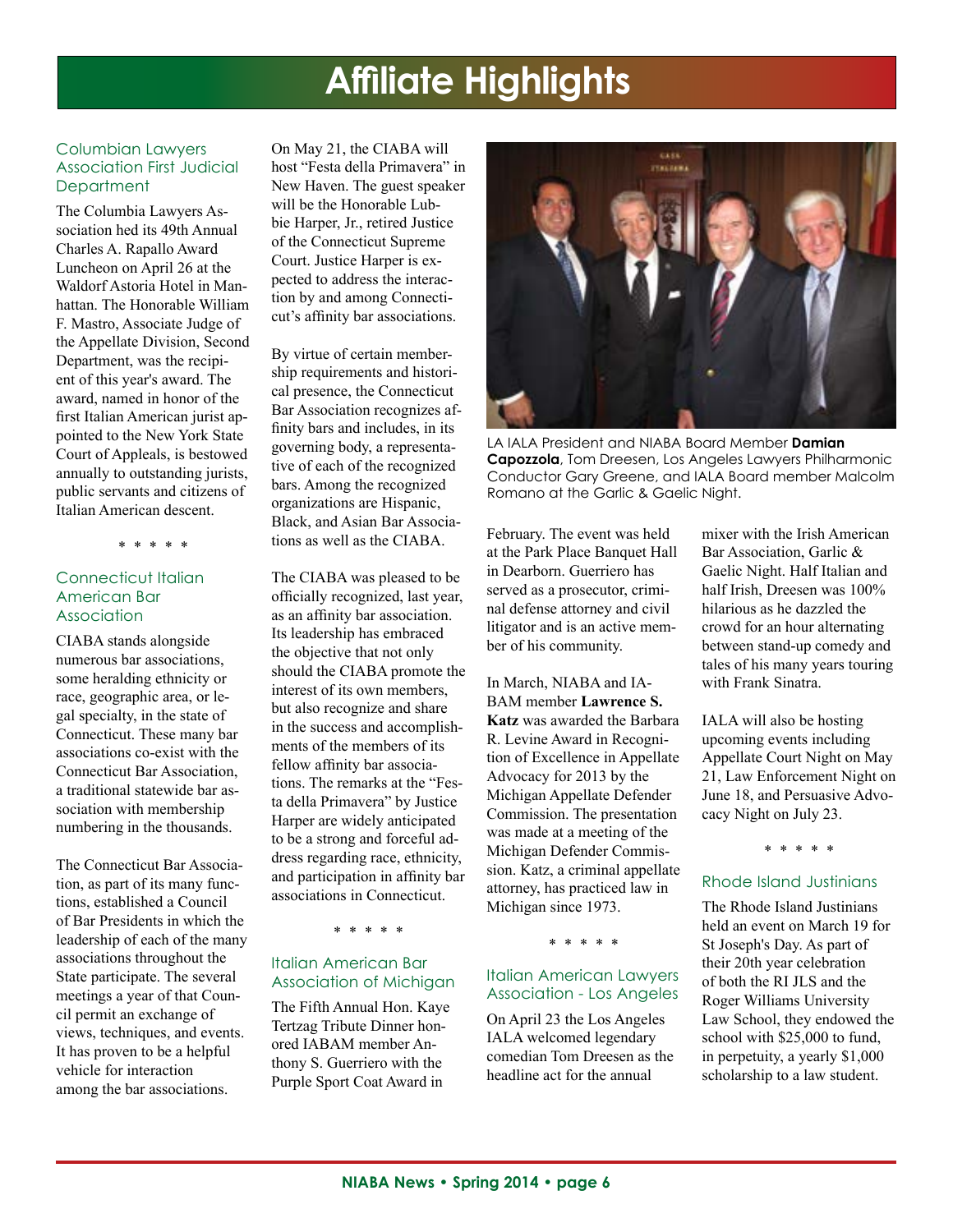# Affiliate Highlights

## Columbian Lawyers Association First Judicial Department

The Columbia Lawyers Association hed its 49th Annual Charles A. Rapallo Award Luncheon on April 26 at the Waldorf Astoria Hotel in Manhattan. The Honorable William F. Mastro, Associate Judge of the Appellate Division, Second Department, was the recipient of this year's award. The award, named in honor of the first Italian American jurist appointed to the New York State Court of Appeals, is bestowed annually to outstanding jurists, public servants and citizens of Italian American descent.

\* \* \* \* \*

## Connecticut Italian American Bar Association

CIABA stands alongside numerous bar associations, some heralding ethnicity or race, geographic area, or legal specialty, in the state of Connecticut. These many bar associations co-exist with the Connecticut Bar Association, a traditional statewide bar association with membership numbering in the thousands.

The Connecticut Bar Association, as part of its many functions, established a Council of Bar Presidents in which the leadership of each of the many associations throughout the State participate. The several meetings a year of that Council permit an exchange of views, techniques, and events. It has proven to be a helpful vehicle for interaction among the bar associations.

On May 21, the CIABA will host "Festa della Primavera" in New Haven. The guest speaker will be the Honorable Lubbie Harper, Jr., retired Justice of the Connecticut Supreme Court. Justice Harper is expected to address the interaction by and among Connecticut's affinity bar associations.

By virtue of certain membership requirements and historical presence, the Connecticut Bar Association recognizes affinity bars and includes, in its governing body, a representative of each of the recognized bars. Among the recognized organizations are Hispanic, Black, and Asian Bar Associations as well as the CIABA.

The CIABA was pleased to be officially recognized, last year, as an affinity bar association. Its leadership has embraced the objective that not only should the CIABA promote the interest of its own members, but also recognize and share in the success and accomplishments of the members of its fellow affinity bar associations. The remarks at the "Festa della Primavera" by Justice Harper are widely anticipated to be a strong and forceful address regarding race, ethnicity, and participation in affinity bar associations in Connecticut.

\* \* \* \* \*

## Italian American Bar Association of Michigan

The Fifth Annual Hon. Kaye Tertzag Tribute Dinner honored IABAM member Anthony S. Guerriero with the Purple Sport Coat Award in February. The event was held at the Park Place Banquet Hall in Dearborn. Guerriero has served as a prosecutor, criminal defense attorney and civil litigator and is an active member of his community.

In March, NIABA and IABAM member **Lawrence S. Katz** was awarded the Barbara R. Levine Award in Recognition of Excellence in Appellate Advocacy for 2013 by the Michigan Appellate Defender Commission. The presentation was made at a meeting of the Michigan Defender Commission. Katz, a criminal appellate attorney, has practiced law in Michigan since 1973.

\* \* \* \* \*

LA IALA President and NIABA Board Member **Damian Capozzola**, Tom Dreesen, Los Angeles Lawyers Philharmonic Conductor Gary Greene, and IALA Board member Malcolm Romano at the Garlic & Gaelic Night.

## Italian American Lawyers Association - Los Angeles

On April 23 the Los Angeles IALA welcomed legendary comedian Tom Dreesen as the headline act for the annual mixer with the Irish American Bar Association, Garlic & Gaelic Night. Half Italian and half Irish, Dreesen was 100% hilarious as he dazzled the crowd for an hour alternating between stand-up comedy and tales of his many years touring with Frank Sinatra.

IALA will also be hosting upcoming events including Appellate Court Night on May 21, Law Enforcement Night on June 18, and Persuasive Advocacy Night on July 23.

\* \* \* \* \*

## Rhode Island Justinians

The Rhode Island Justinians held an event on March 19 for St Joseph's Day. As part of their 20th year celebration of both the RI JLS and the Roger Williams University Law School, they endowed the school with $25,000 to fund, in perpetuity, a yearly $1,000 scholarship to a law student.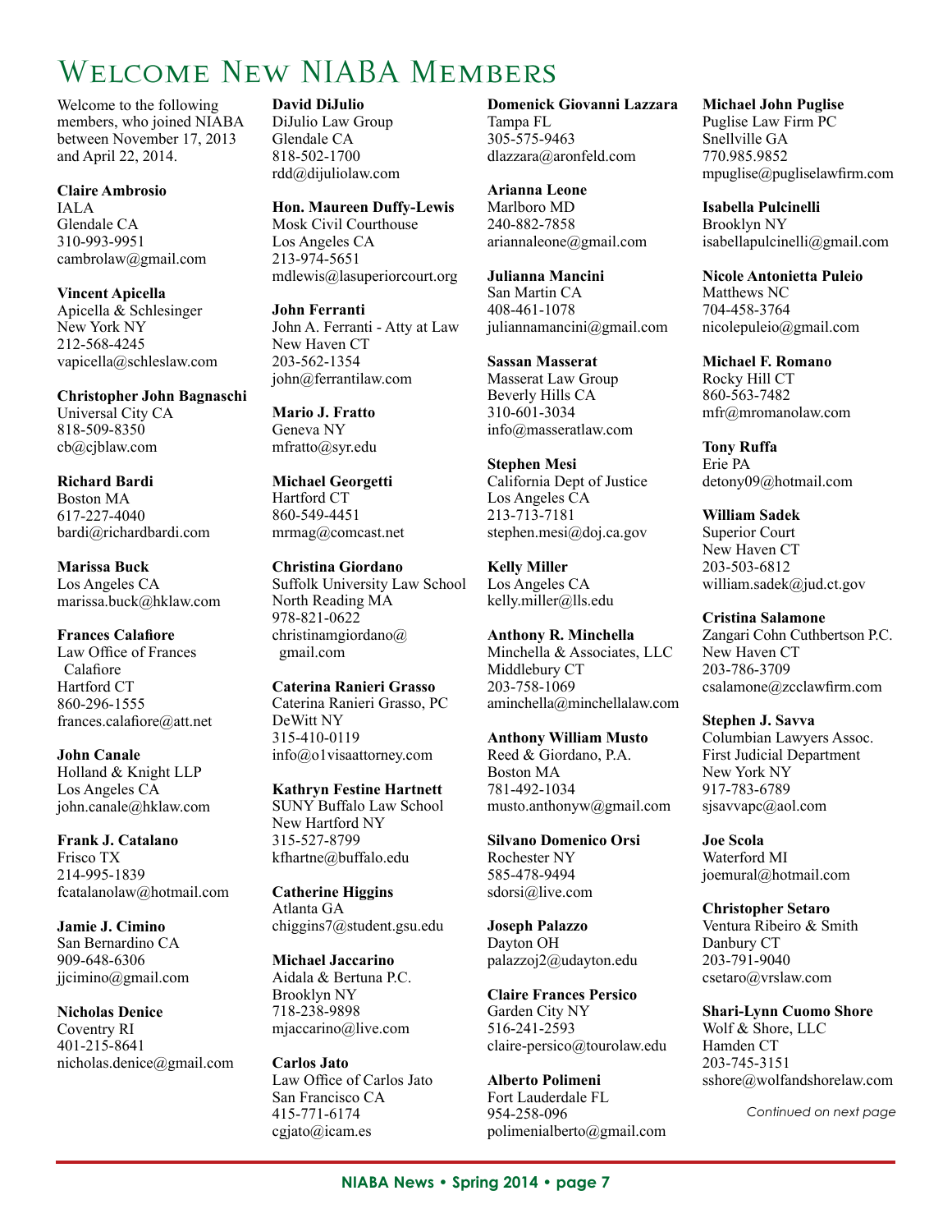# Welcome New NIABA Members

Welcome to the following members, who joined NIABA between November 17, 2013 and April 22, 2014.

**Claire Ambrosio**
IALA
Glendale CA
310-993-9951
cambrolaw@gmail.com

**Vincent Apicella**
Apicella & Schlesinger
New York NY
212-568-4245
vapicella@schleslaw.com

**Christopher John Bagnaschi**
Universal City CA
818-509-8350
cb@cjblaw.com

**Richard Bardi**
Boston MA
617-227-4040
bardi@richardbardi.com

**Marissa Buck**
Los Angeles CA
marissa.buck@hklaw.com

**Frances Calafiore**
Law Office of Frances Calafiore
Hartford CT
860-296-1555
frances.calafiore@att.net

**John Canale**
Holland & Knight LLP
Los Angeles CA
john.canale@hklaw.com

**Frank J. Catalano**
Frisco TX
214-995-1839
fcatalanolaw@hotmail.com

**Jamie J. Cimino**
San Bernardino CA
909-648-6306
jjcimino@gmail.com

**Nicholas Denice**
Coventry RI
401-215-8641
nicholas.denice@gmail.com

**David DiJulio**
DiJulio Law Group
Glendale CA
818-502-1700
rdd@dijuliolaw.com

**Hon. Maureen Duffy-Lewis**
Mosk Civil Courthouse
Los Angeles CA
213-974-5651
mdlewis@lasuperiorcourt.org

**John Ferranti**
John A. Ferranti - Atty at Law
New Haven CT
203-562-1354
john@ferrantilaw.com

**Mario J. Fratto**
Geneva NY
mfratto@syr.edu

**Michael Georgetti**
Hartford CT
860-549-4451
mrmag@comcast.net

**Christina Giordano**
Suffolk University Law School
North Reading MA
978-821-0622
christinamgiordano@gmail.com

**Caterina Ranieri Grasso**
Caterina Ranieri Grasso, PC
DeWitt NY
315-410-0119
info@o1visaattorney.com

**Kathryn Festine Hartnett**
SUNY Buffalo Law School
New Hartford NY
315-527-8799
kfhartne@buffalo.edu

**Catherine Higgins**
Atlanta GA
chiggins7@student.gsu.edu

**Michael Jaccarino**
Aidala & Bertuna P.C.
Brooklyn NY
718-238-9898
mjaccarino@live.com

**Carlos Jato**
Law Office of Carlos Jato
San Francisco CA
415-771-6174
cgjato@icam.es

**Domenick Giovanni Lazzara**
Tampa FL
305-575-9463
dlazzara@aronfeld.com

**Arianna Leone**
Marlboro MD
240-882-7858
ariannaleone@gmail.com

**Julianna Mancini**
San Martin CA
408-461-1078
juliannamancini@gmail.com

**Sassan Masserat**
Masserat Law Group
Beverly Hills CA
310-601-3034
info@masseratlaw.com

**Stephen Mesi**
California Dept of Justice
Los Angeles CA
213-713-7181
stephen.mesi@doj.ca.gov

**Kelly Miller**
Los Angeles CA
kelly.miller@lls.edu

**Anthony R. Minchella**
Minchella & Associates, LLC
Middlebury CT
203-758-1069
aminchella@minchellalaw.com

**Anthony William Musto**
Reed & Giordano, P.A.
Boston MA
781-492-1034
musto.anthonyw@gmail.com

**Silvano Domenico Orsi**
Rochester NY
585-478-9494
sdorsi@live.com

**Joseph Palazzo**
Dayton OH
palazzoj2@udayton.edu

**Claire Frances Persico**
Garden City NY
516-241-2593
claire-persico@tourolaw.edu

**Alberto Polimeni**
Fort Lauderdale FL
954-258-096
polimenialberto@gmail.com

**Michael John Puglise**
Puglise Law Firm PC
Snellville GA
770.985.9852
mpuglise@pugliselawfirm.com

**Isabella Pulcinelli**
Brooklyn NY
isabellapulcinelli@gmail.com

**Nicole Antonietta Puleio**
Matthews NC
704-458-3764
nicolepuleio@gmail.com

**Michael F. Romano**
Rocky Hill CT
860-563-7482
mfr@mromanolaw.com

**Tony Ruffa**
Erie PA
detony09@hotmail.com

**William Sadek**
Superior Court
New Haven CT
203-503-6812
william.sadek@jud.ct.gov

**Cristina Salamone**
Zangari Cohn Cuthbertson P.C.
New Haven CT
203-786-3709
csalamone@zcclawfirm.com

**Stephen J. Savva**
Columbian Lawyers Assoc.
First Judicial Department
New York NY
917-783-6789
sjsavvapc@aol.com

**Joe Scola**
Waterford MI
joemural@hotmail.com

**Christopher Setaro**
Ventura Ribeiro & Smith
Danbury CT
203-791-9040
csetaro@vrslaw.com

**Shari-Lynn Cuomo Shore**
Wolf & Shore, LLC
Hamden CT
203-745-3151
sshore@wolfandshorelaw.com

*Continued on next page*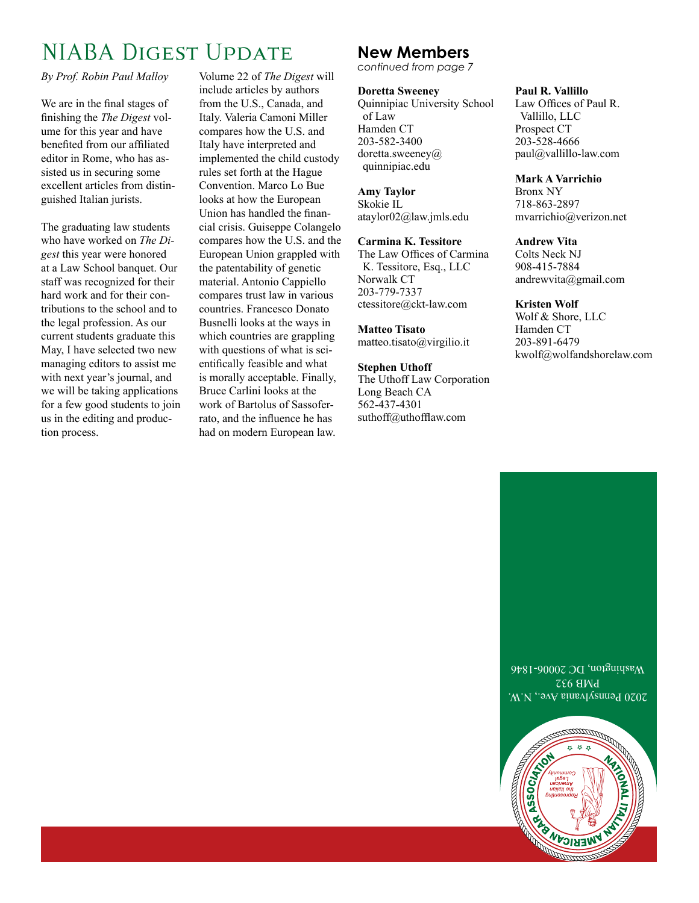# NIABA Digest Update

*By Prof. Robin Paul Malloy*

We are in the final stages of finishing the *The Digest* volume for this year and have benefited from our affiliated editor in Rome, who has assisted us in securing some excellent articles from distinguished Italian jurists.

The graduating law students who have worked on *The Digest* this year were honored at a Law School banquet. Our staff was recognized for their hard work and for their contributions to the school and to the legal profession. As our current students graduate this May, I have selected two new managing editors to assist me with next year's journal, and we will be taking applications for a few good students to join us in the editing and production process.

Volume 22 of *The Digest* will include articles by authors from the U.S., Canada, and Italy. Valeria Camoni Miller compares how the U.S. and Italy have interpreted and implemented the child custody rules set forth at the Hague Convention. Marco Lo Bue looks at how the European Union has handled the financial crisis. Guiseppe Colangelo compares how the U.S. and the European Union grappled with the patentability of genetic material. Antonio Cappiello compares trust law in various countries. Francesco Donato Busnelli looks at the ways in which countries are grappling with questions of what is scientifically feasible and what is morally acceptable. Finally, Bruce Carlini looks at the work of Bartolus of Sassoferrato, and the influence he has had on modern European law.

## New Members

*continued from page 7*

**Doretta Sweeney**
Quinnipiac University School of Law
Hamden CT
203-582-3400
doretta.sweeney@quinnipiac.edu

**Amy Taylor**
Skokie IL
ataylor02@law.jmls.edu

**Carmina K. Tessitore**
The Law Offices of Carmina K. Tessitore, Esq., LLC
Norwalk CT
203-779-7337
ctessitore@ckt-law.com

**Matteo Tisato**
matteo.tisato@virgilio.it

**Stephen Uthoff**
The Uthoff Law Corporation
Long Beach CA
562-437-4301
suthoff@uthofflaw.com

**Paul R. Vallillo**
Law Offices of Paul R. Vallillo, LLC
Prospect CT
203-528-4666
paul@vallillo-law.com

**Mark A Varrichio**
Bronx NY
718-863-2897
mvarrichio@verizon.net

**Andrew Vita**
Colts Neck NJ
908-415-7884
andrewvita@gmail.com

**Kristen Wolf**
Wolf & Shore, LLC
Hamden CT
203-891-6479
kwolf@wolfandshorelaw.com

2020 Pennsylvania Ave., N.W.
PMB 932
Washington, DC 20006-1846

National Italian American Bar Association
Representing the Italian American Legal Community